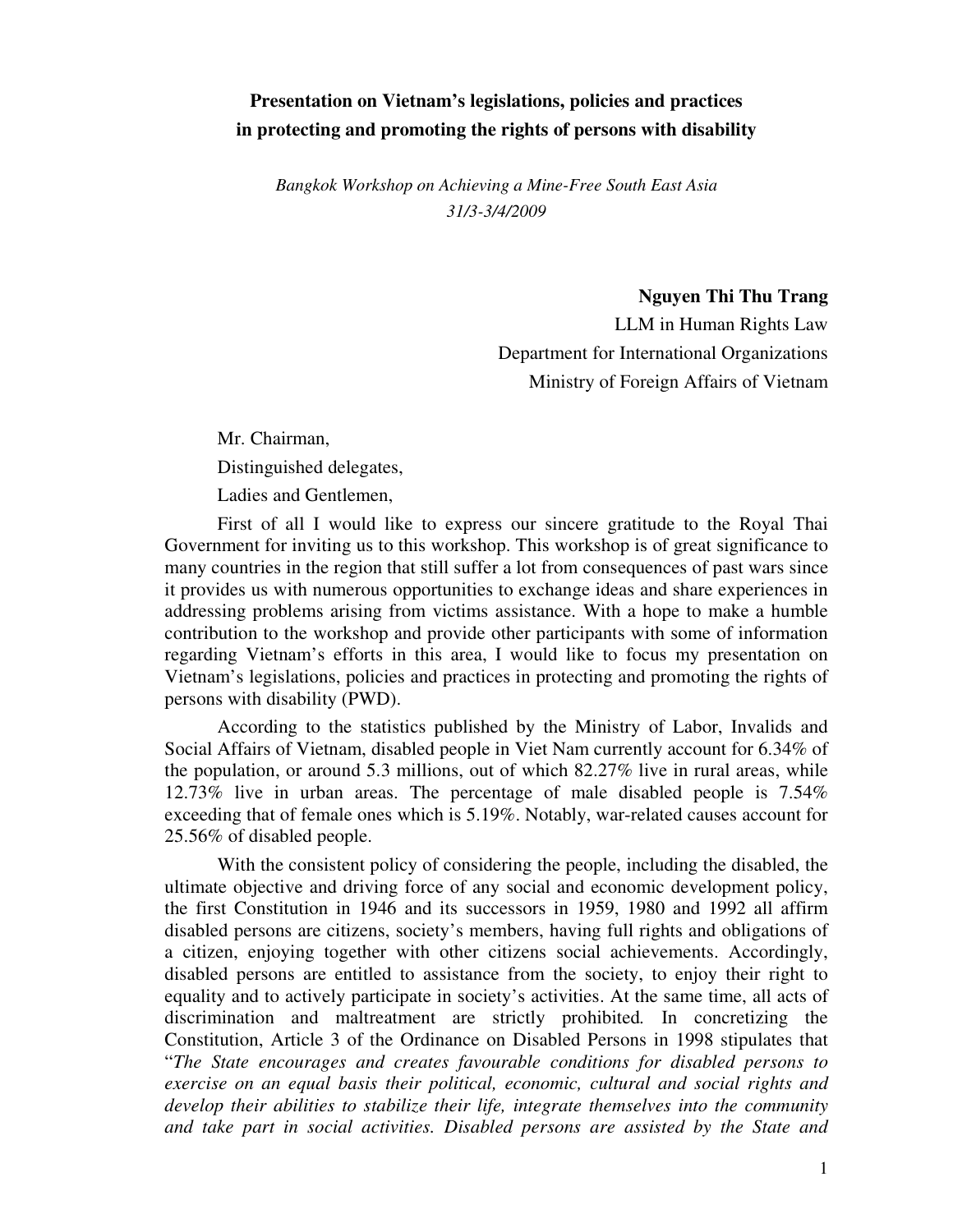# Presentation on Vietnam's legislations, policies and practices in protecting and promoting the rights of persons with disability

*Bangkok Workshop on Achieving a Mine-Free South East Asia*
*31/3-3/4/2009*

**Nguyen Thi Thu Trang**
LLM in Human Rights Law
Department for International Organizations
Ministry of Foreign Affairs of Vietnam

Mr. Chairman,

Distinguished delegates,

Ladies and Gentlemen,

First of all I would like to express our sincere gratitude to the Royal Thai Government for inviting us to this workshop. This workshop is of great significance to many countries in the region that still suffer a lot from consequences of past wars since it provides us with numerous opportunities to exchange ideas and share experiences in addressing problems arising from victims assistance. With a hope to make a humble contribution to the workshop and provide other participants with some of information regarding Vietnam's efforts in this area, I would like to focus my presentation on Vietnam's legislations, policies and practices in protecting and promoting the rights of persons with disability (PWD).

According to the statistics published by the Ministry of Labor, Invalids and Social Affairs of Vietnam, disabled people in Viet Nam currently account for 6.34% of the population, or around 5.3 millions, out of which 82.27% live in rural areas, while 12.73% live in urban areas. The percentage of male disabled people is 7.54% exceeding that of female ones which is 5.19%. Notably, war-related causes account for 25.56% of disabled people.

With the consistent policy of considering the people, including the disabled, the ultimate objective and driving force of any social and economic development policy, the first Constitution in 1946 and its successors in 1959, 1980 and 1992 all affirm disabled persons are citizens, society's members, having full rights and obligations of a citizen, enjoying together with other citizens social achievements. Accordingly, disabled persons are entitled to assistance from the society, to enjoy their right to equality and to actively participate in society's activities. At the same time, all acts of discrimination and maltreatment are strictly prohibited. In concretizing the Constitution, Article 3 of the Ordinance on Disabled Persons in 1998 stipulates that "*The State encourages and creates favourable conditions for disabled persons to exercise on an equal basis their political, economic, cultural and social rights and develop their abilities to stabilize their life, integrate themselves into the community and take part in social activities. Disabled persons are assisted by the State and*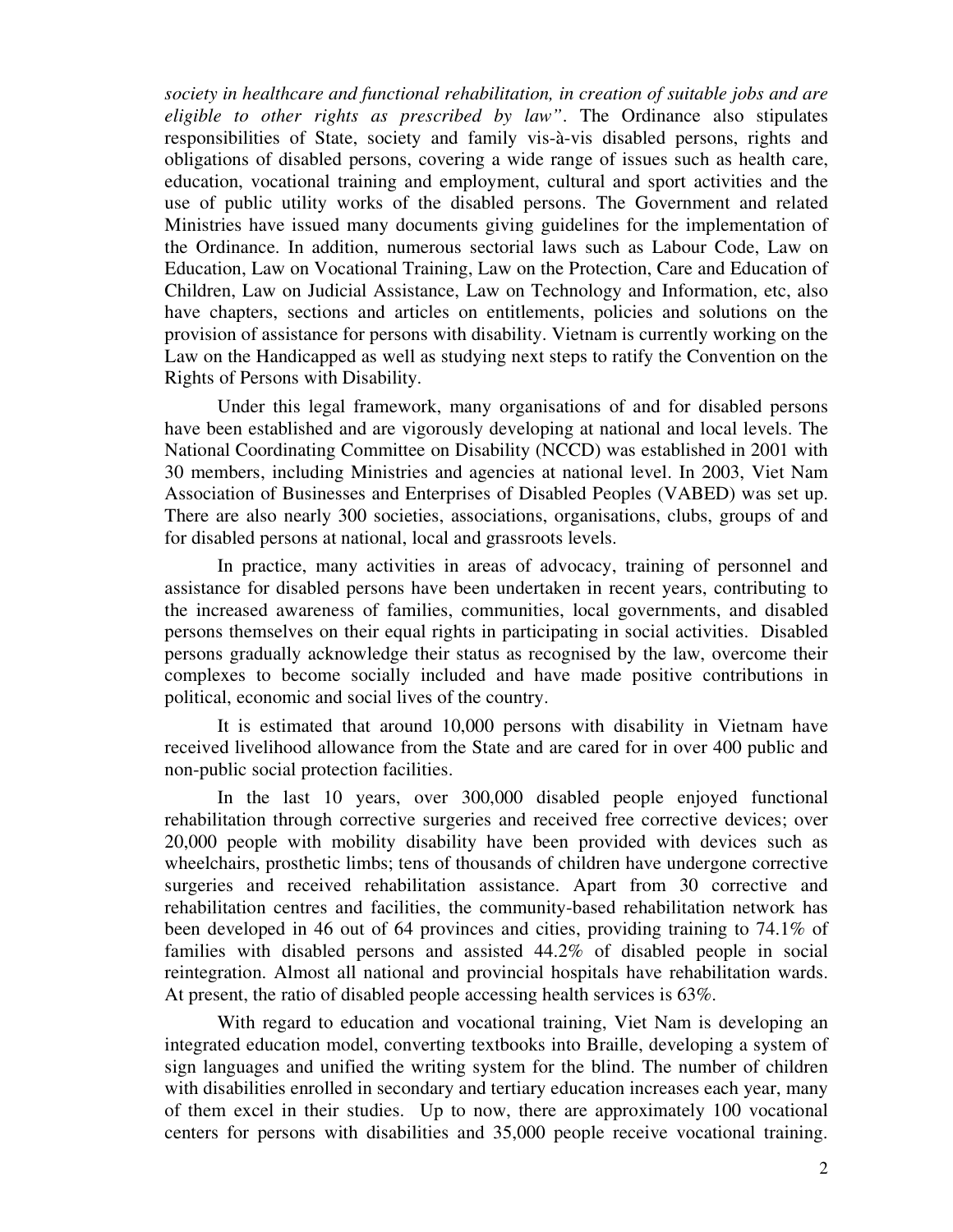*society in healthcare and functional rehabilitation, in creation of suitable jobs and are eligible to other rights as prescribed by law"*. The Ordinance also stipulates responsibilities of State, society and family vis-à-vis disabled persons, rights and obligations of disabled persons, covering a wide range of issues such as health care, education, vocational training and employment, cultural and sport activities and the use of public utility works of the disabled persons. The Government and related Ministries have issued many documents giving guidelines for the implementation of the Ordinance. In addition, numerous sectorial laws such as Labour Code, Law on Education, Law on Vocational Training, Law on the Protection, Care and Education of Children, Law on Judicial Assistance, Law on Technology and Information, etc, also have chapters, sections and articles on entitlements, policies and solutions on the provision of assistance for persons with disability. Vietnam is currently working on the Law on the Handicapped as well as studying next steps to ratify the Convention on the Rights of Persons with Disability.

Under this legal framework, many organisations of and for disabled persons have been established and are vigorously developing at national and local levels. The National Coordinating Committee on Disability (NCCD) was established in 2001 with 30 members, including Ministries and agencies at national level. In 2003, Viet Nam Association of Businesses and Enterprises of Disabled Peoples (VABED) was set up. There are also nearly 300 societies, associations, organisations, clubs, groups of and for disabled persons at national, local and grassroots levels.

In practice, many activities in areas of advocacy, training of personnel and assistance for disabled persons have been undertaken in recent years, contributing to the increased awareness of families, communities, local governments, and disabled persons themselves on their equal rights in participating in social activities. Disabled persons gradually acknowledge their status as recognised by the law, overcome their complexes to become socially included and have made positive contributions in political, economic and social lives of the country.

It is estimated that around 10,000 persons with disability in Vietnam have received livelihood allowance from the State and are cared for in over 400 public and non-public social protection facilities.

In the last 10 years, over 300,000 disabled people enjoyed functional rehabilitation through corrective surgeries and received free corrective devices; over 20,000 people with mobility disability have been provided with devices such as wheelchairs, prosthetic limbs; tens of thousands of children have undergone corrective surgeries and received rehabilitation assistance. Apart from 30 corrective and rehabilitation centres and facilities, the community-based rehabilitation network has been developed in 46 out of 64 provinces and cities, providing training to 74.1% of families with disabled persons and assisted 44.2% of disabled people in social reintegration. Almost all national and provincial hospitals have rehabilitation wards. At present, the ratio of disabled people accessing health services is 63%.

With regard to education and vocational training, Viet Nam is developing an integrated education model, converting textbooks into Braille, developing a system of sign languages and unified the writing system for the blind. The number of children with disabilities enrolled in secondary and tertiary education increases each year, many of them excel in their studies. Up to now, there are approximately 100 vocational centers for persons with disabilities and 35,000 people receive vocational training.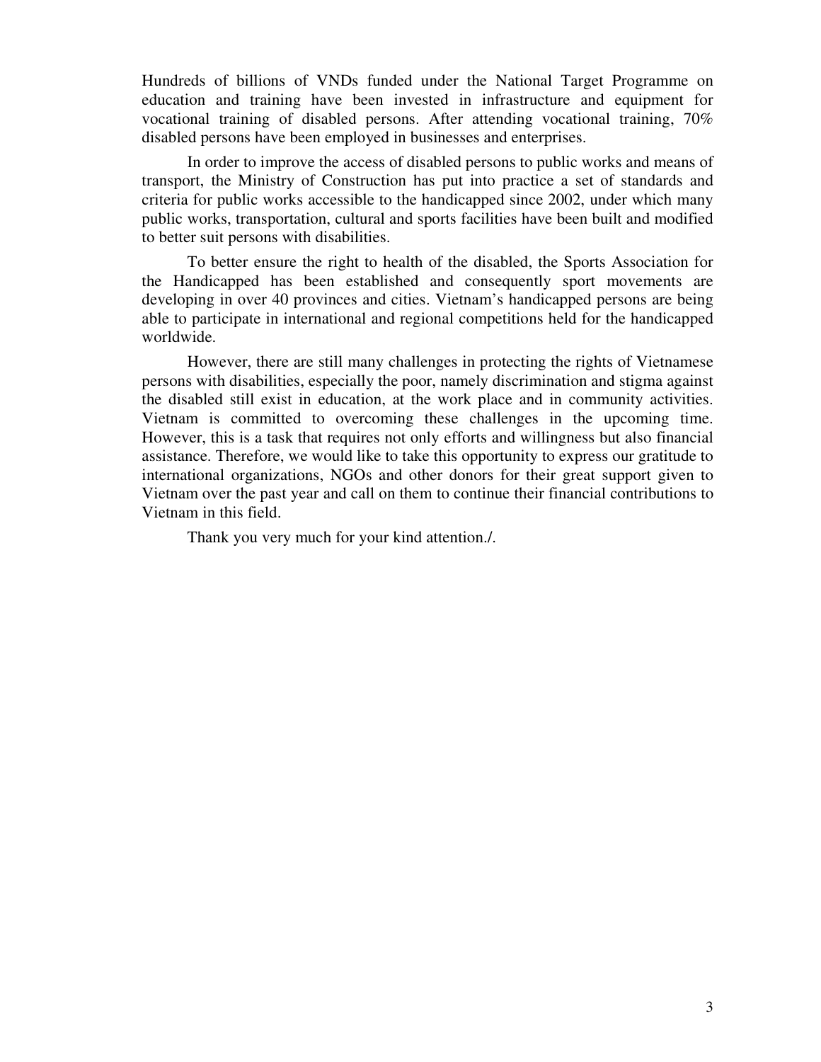Hundreds of billions of VNDs funded under the National Target Programme on education and training have been invested in infrastructure and equipment for vocational training of disabled persons. After attending vocational training, 70% disabled persons have been employed in businesses and enterprises.

In order to improve the access of disabled persons to public works and means of transport, the Ministry of Construction has put into practice a set of standards and criteria for public works accessible to the handicapped since 2002, under which many public works, transportation, cultural and sports facilities have been built and modified to better suit persons with disabilities.

To better ensure the right to health of the disabled, the Sports Association for the Handicapped has been established and consequently sport movements are developing in over 40 provinces and cities. Vietnam's handicapped persons are being able to participate in international and regional competitions held for the handicapped worldwide.

However, there are still many challenges in protecting the rights of Vietnamese persons with disabilities, especially the poor, namely discrimination and stigma against the disabled still exist in education, at the work place and in community activities. Vietnam is committed to overcoming these challenges in the upcoming time. However, this is a task that requires not only efforts and willingness but also financial assistance. Therefore, we would like to take this opportunity to express our gratitude to international organizations, NGOs and other donors for their great support given to Vietnam over the past year and call on them to continue their financial contributions to Vietnam in this field.

Thank you very much for your kind attention./.